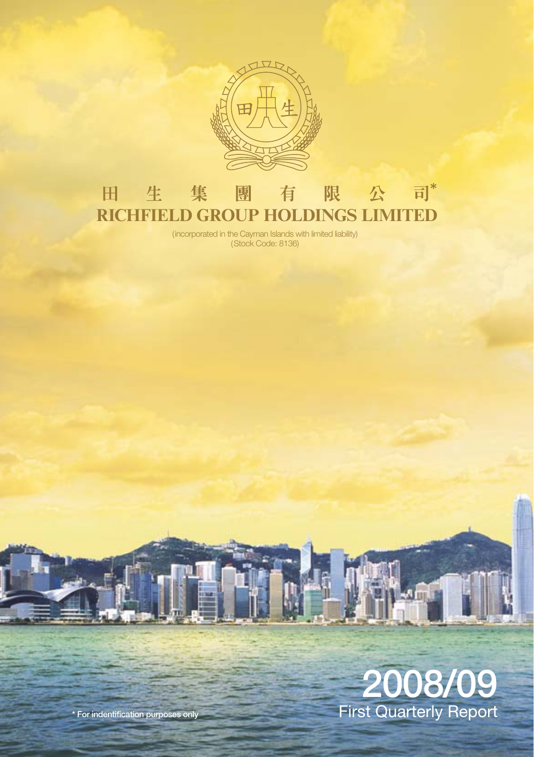# 田　生　集　團　有　限　公　司*

# RICHFIELD GROUP HOLDINGS LIMITED

(incorporated in the Cayman Islands with limited liability)
(Stock Code: 8136)

## 2008/09
## First Quarterly Report

* For indentification purposes only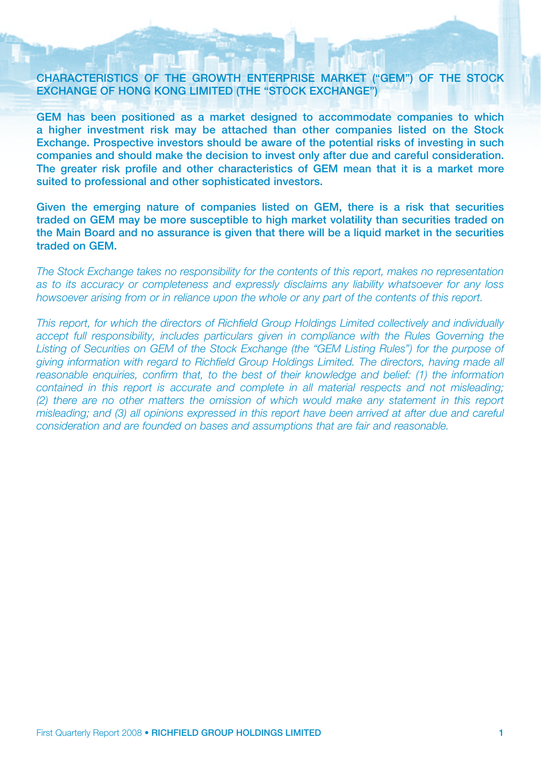## CHARACTERISTICS OF THE GROWTH ENTERPRISE MARKET ("GEM") OF THE STOCK EXCHANGE OF HONG KONG LIMITED (THE "STOCK EXCHANGE")

**GEM has been positioned as a market designed to accommodate companies to which a higher investment risk may be attached than other companies listed on the Stock Exchange. Prospective investors should be aware of the potential risks of investing in such companies and should make the decision to invest only after due and careful consideration. The greater risk profile and other characteristics of GEM mean that it is a market more suited to professional and other sophisticated investors.**

**Given the emerging nature of companies listed on GEM, there is a risk that securities traded on GEM may be more susceptible to high market volatility than securities traded on the Main Board and no assurance is given that there will be a liquid market in the securities traded on GEM.**

*The Stock Exchange takes no responsibility for the contents of this report, makes no representation as to its accuracy or completeness and expressly disclaims any liability whatsoever for any loss howsoever arising from or in reliance upon the whole or any part of the contents of this report.*

*This report, for which the directors of Richfield Group Holdings Limited collectively and individually accept full responsibility, includes particulars given in compliance with the Rules Governing the Listing of Securities on GEM of the Stock Exchange (the "GEM Listing Rules") for the purpose of giving information with regard to Richfield Group Holdings Limited. The directors, having made all reasonable enquiries, confirm that, to the best of their knowledge and belief: (1) the information contained in this report is accurate and complete in all material respects and not misleading; (2) there are no other matters the omission of which would make any statement in this report misleading; and (3) all opinions expressed in this report have been arrived at after due and careful consideration and are founded on bases and assumptions that are fair and reasonable.*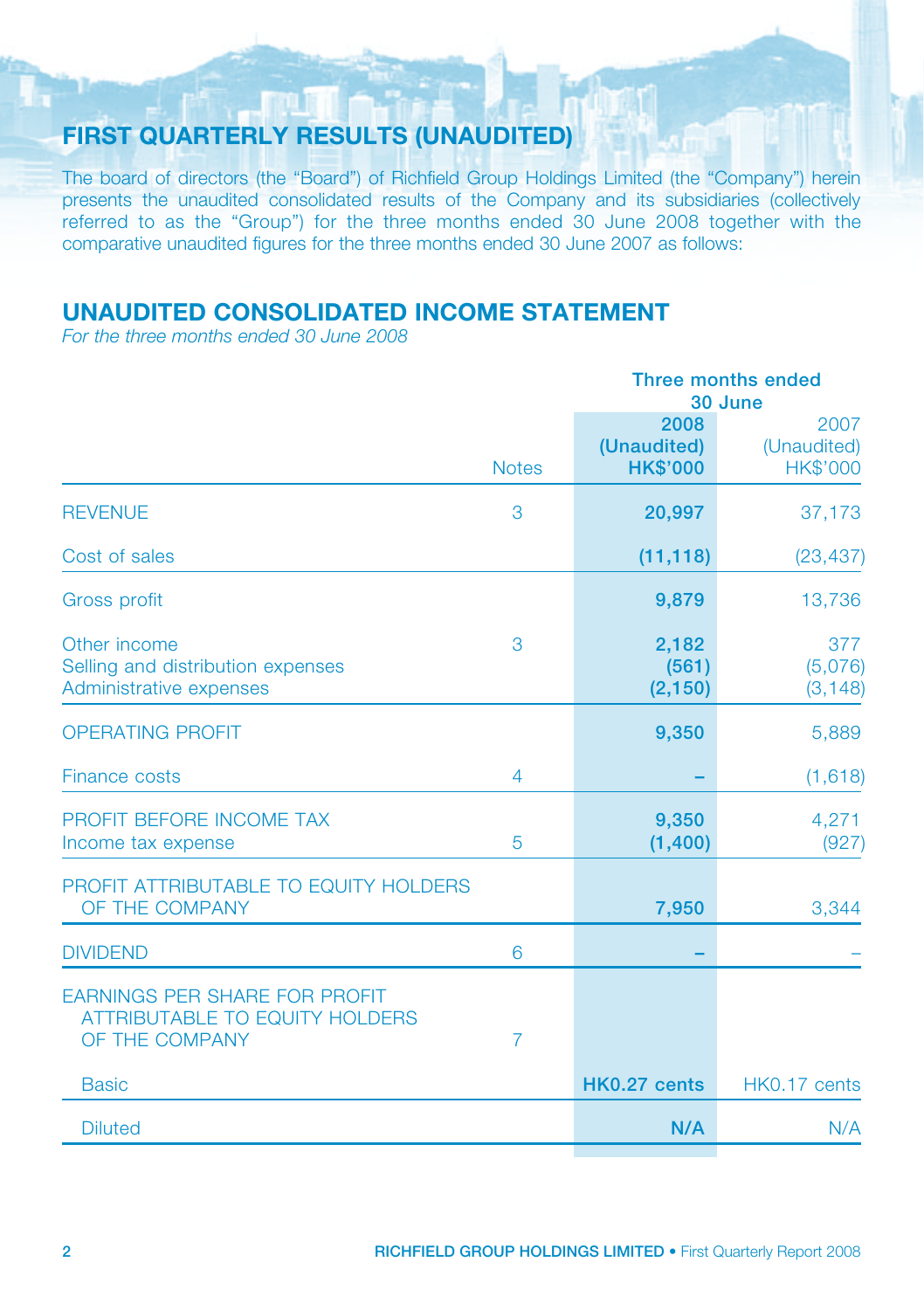## FIRST QUARTERLY RESULTS (UNAUDITED)

The board of directors (the "Board") of Richfield Group Holdings Limited (the "Company") herein presents the unaudited consolidated results of the Company and its subsidiaries (collectively referred to as the "Group") for the three months ended 30 June 2008 together with the comparative unaudited figures for the three months ended 30 June 2007 as follows:

## UNAUDITED CONSOLIDATED INCOME STATEMENT

*For the three months ended 30 June 2008*

| | Notes | Three months ended 30 June | |
|---|---|---|---|
| | | **2008 (Unaudited) HK$'000** | 2007 (Unaudited) HK$'000 |
| REVENUE | 3 | **20,997** | 37,173 |
| Cost of sales | | **(11,118)** | (23,437) |
| Gross profit | | **9,879** | 13,736 |
| Other income | 3 | **2,182** | 377 |
| Selling and distribution expenses | | **(561)** | (5,076) |
| Administrative expenses | | **(2,150)** | (3,148) |
| OPERATING PROFIT | | **9,350** | 5,889 |
| Finance costs | 4 | **–** | (1,618) |
| PROFIT BEFORE INCOME TAX | | **9,350** | 4,271 |
| Income tax expense | 5 | **(1,400)** | (927) |
| PROFIT ATTRIBUTABLE TO EQUITY HOLDERS OF THE COMPANY | | **7,950** | 3,344 |
| DIVIDEND | 6 | **–** | – |
| EARNINGS PER SHARE FOR PROFIT ATTRIBUTABLE TO EQUITY HOLDERS OF THE COMPANY | 7 | | |
| Basic | | **HK0.27 cents** | HK0.17 cents |
| Diluted | | **N/A** | N/A |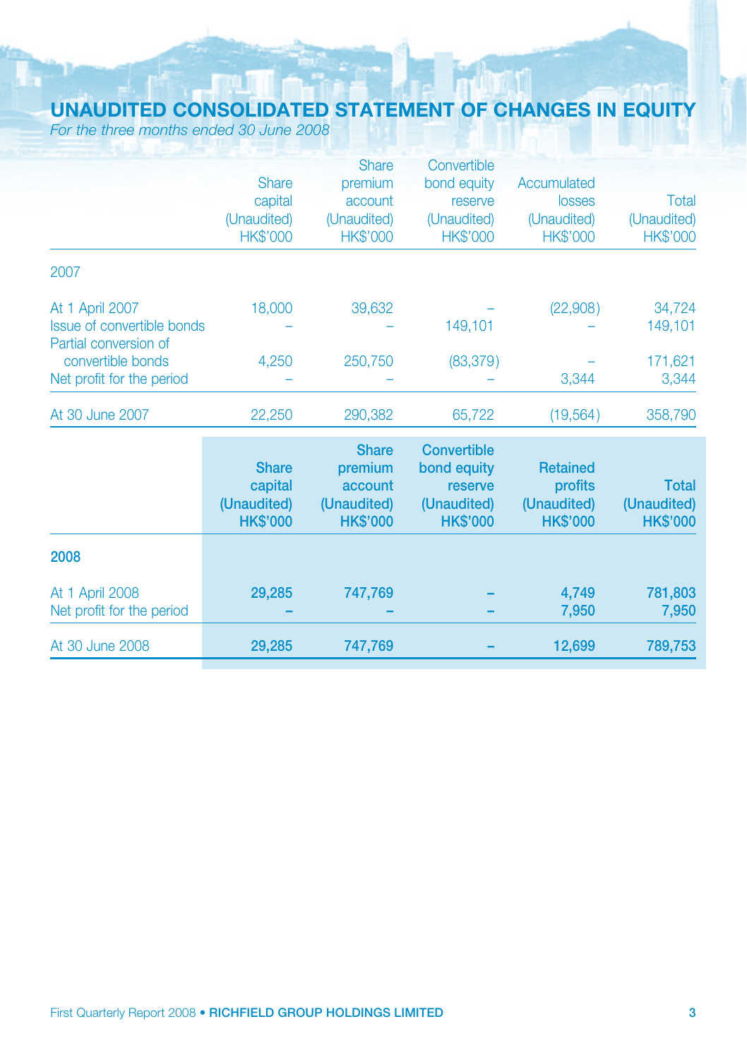# UNAUDITED CONSOLIDATED STATEMENT OF CHANGES IN EQUITY

*For the three months ended 30 June 2008*

| | Share capital (Unaudited) HK$'000 | Share premium account (Unaudited) HK$'000 | Convertible bond equity reserve (Unaudited) HK$'000 | Accumulated losses (Unaudited) HK$'000 | Total (Unaudited) HK$'000 |
|---|---|---|---|---|---|
| 2007 | | | | | |
| At 1 April 2007 | 18,000 | 39,632 | – | (22,908) | 34,724 |
| Issue of convertible bonds | – | – | 149,101 | – | 149,101 |
| Partial conversion of convertible bonds | 4,250 | 250,750 | (83,379) | – | 171,621 |
| Net profit for the period | – | – | – | 3,344 | 3,344 |
| At 30 June 2007 | 22,250 | 290,382 | 65,722 | (19,564) | 358,790 |

| | **Share capital (Unaudited) HK$'000** | **Share premium account (Unaudited) HK$'000** | **Convertible bond equity reserve (Unaudited) HK$'000** | **Retained profits (Unaudited) HK$'000** | **Total (Unaudited) HK$'000** |
|---|---|---|---|---|---|
| **2008** | | | | | |
| At 1 April 2008 | **29,285** | **747,769** | **–** | **4,749** | **781,803** |
| Net profit for the period | **–** | **–** | **–** | **7,950** | **7,950** |
| At 30 June 2008 | **29,285** | **747,769** | **–** | **12,699** | **789,753** |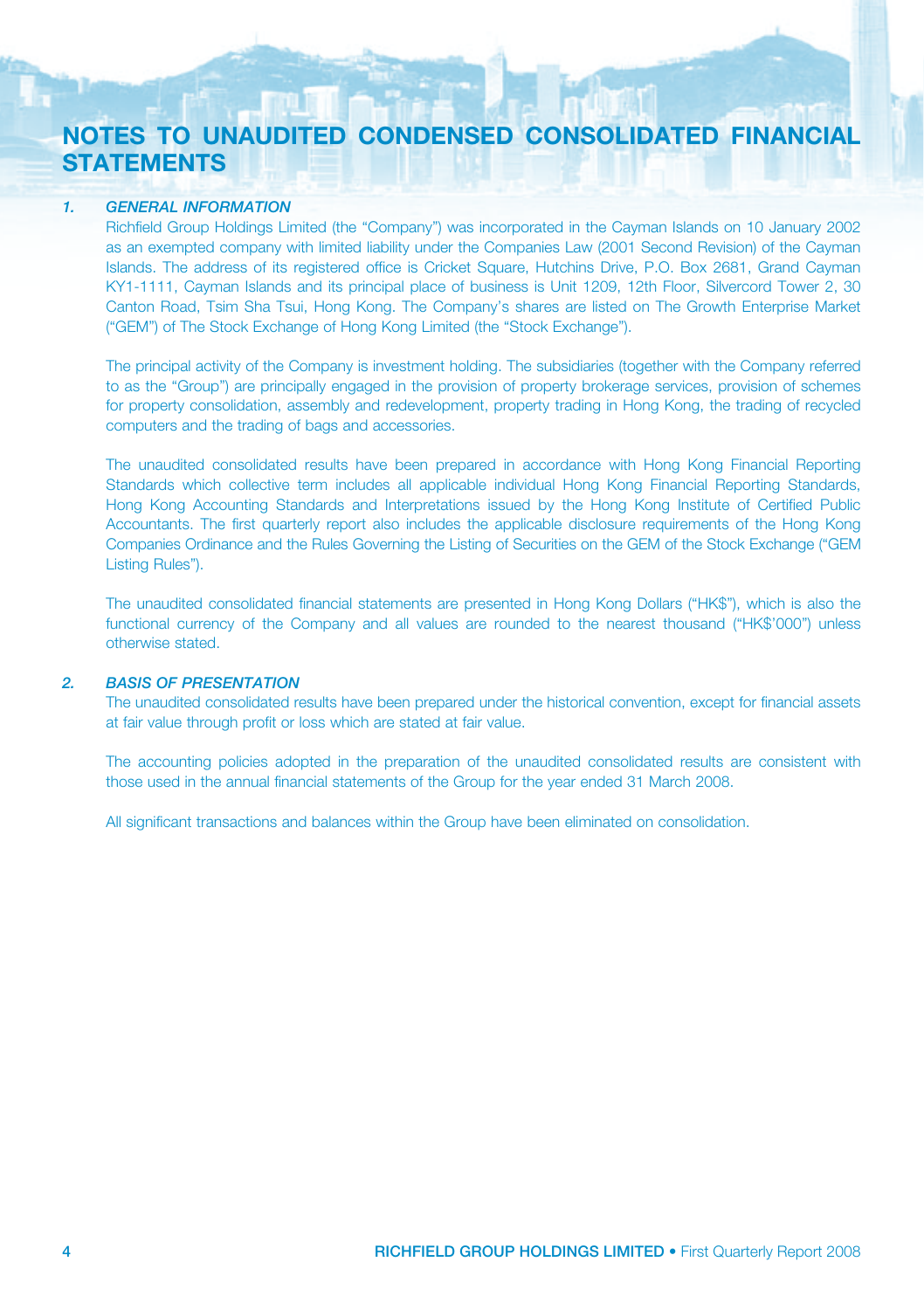# NOTES TO UNAUDITED CONDENSED CONSOLIDATED FINANCIAL STATEMENTS

## 1. *GENERAL INFORMATION*

Richfield Group Holdings Limited (the "Company") was incorporated in the Cayman Islands on 10 January 2002 as an exempted company with limited liability under the Companies Law (2001 Second Revision) of the Cayman Islands. The address of its registered office is Cricket Square, Hutchins Drive, P.O. Box 2681, Grand Cayman KY1-1111, Cayman Islands and its principal place of business is Unit 1209, 12th Floor, Silvercord Tower 2, 30 Canton Road, Tsim Sha Tsui, Hong Kong. The Company's shares are listed on The Growth Enterprise Market ("GEM") of The Stock Exchange of Hong Kong Limited (the "Stock Exchange").

The principal activity of the Company is investment holding. The subsidiaries (together with the Company referred to as the "Group") are principally engaged in the provision of property brokerage services, provision of schemes for property consolidation, assembly and redevelopment, property trading in Hong Kong, the trading of recycled computers and the trading of bags and accessories.

The unaudited consolidated results have been prepared in accordance with Hong Kong Financial Reporting Standards which collective term includes all applicable individual Hong Kong Financial Reporting Standards, Hong Kong Accounting Standards and Interpretations issued by the Hong Kong Institute of Certified Public Accountants. The first quarterly report also includes the applicable disclosure requirements of the Hong Kong Companies Ordinance and the Rules Governing the Listing of Securities on the GEM of the Stock Exchange ("GEM Listing Rules").

The unaudited consolidated financial statements are presented in Hong Kong Dollars ("HK$"), which is also the functional currency of the Company and all values are rounded to the nearest thousand ("HK$'000") unless otherwise stated.

## 2. *BASIS OF PRESENTATION*

The unaudited consolidated results have been prepared under the historical convention, except for financial assets at fair value through profit or loss which are stated at fair value.

The accounting policies adopted in the preparation of the unaudited consolidated results are consistent with those used in the annual financial statements of the Group for the year ended 31 March 2008.

All significant transactions and balances within the Group have been eliminated on consolidation.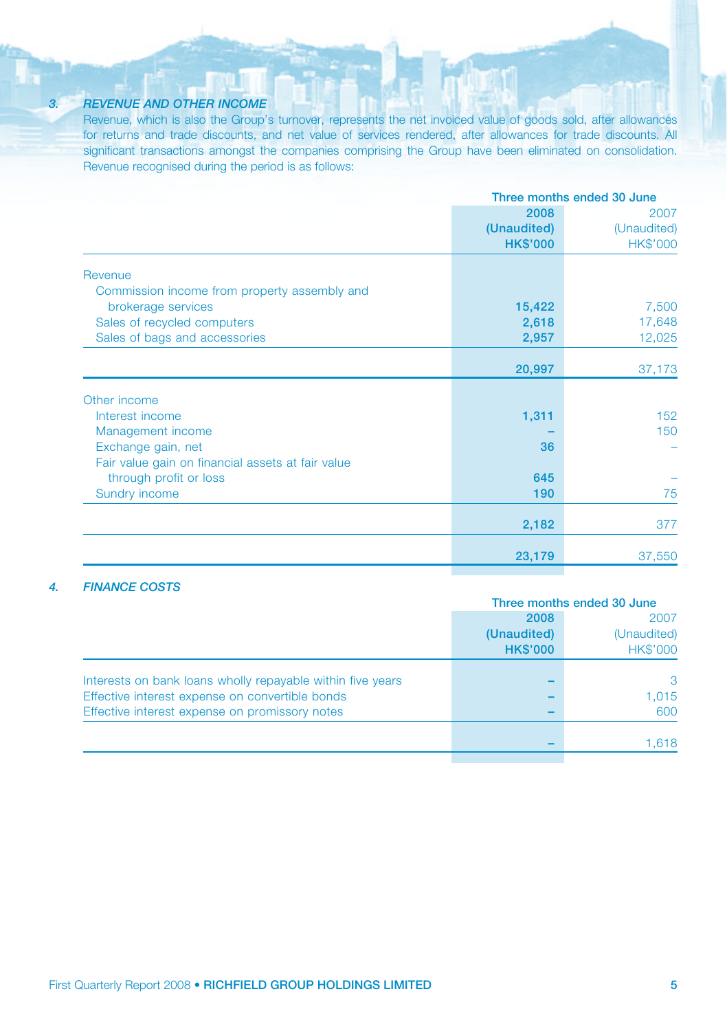### 3. REVENUE AND OTHER INCOME

Revenue, which is also the Group's turnover, represents the net invoiced value of goods sold, after allowances for returns and trade discounts, and net value of services rendered, after allowances for trade discounts. All significant transactions amongst the companies comprising the Group have been eliminated on consolidation. Revenue recognised during the period is as follows:

| | Three months ended 30 June | |
|---|---|---|
| | **2008** | 2007 |
| | **(Unaudited)** | (Unaudited) |
| | **HK$'000** | HK$'000 |
| Revenue | | |
| Commission income from property assembly and brokerage services | **15,422** | 7,500 |
| Sales of recycled computers | **2,618** | 17,648 |
| Sales of bags and accessories | **2,957** | 12,025 |
| | **20,997** | 37,173 |
| Other income | | |
| Interest income | **1,311** | 152 |
| Management income | **–** | 150 |
| Exchange gain, net | **36** | – |
| Fair value gain on financial assets at fair value through profit or loss | **645** | – |
| Sundry income | **190** | 75 |
| | **2,182** | 377 |
| | **23,179** | 37,550 |

### 4. FINANCE COSTS

| | Three months ended 30 June | |
|---|---|---|
| | **2008** | 2007 |
| | **(Unaudited)** | (Unaudited) |
| | **HK$'000** | HK$'000 |
| Interests on bank loans wholly repayable within five years | **–** | 3 |
| Effective interest expense on convertible bonds | **–** | 1,015 |
| Effective interest expense on promissory notes | **–** | 600 |
| | **–** | 1,618 |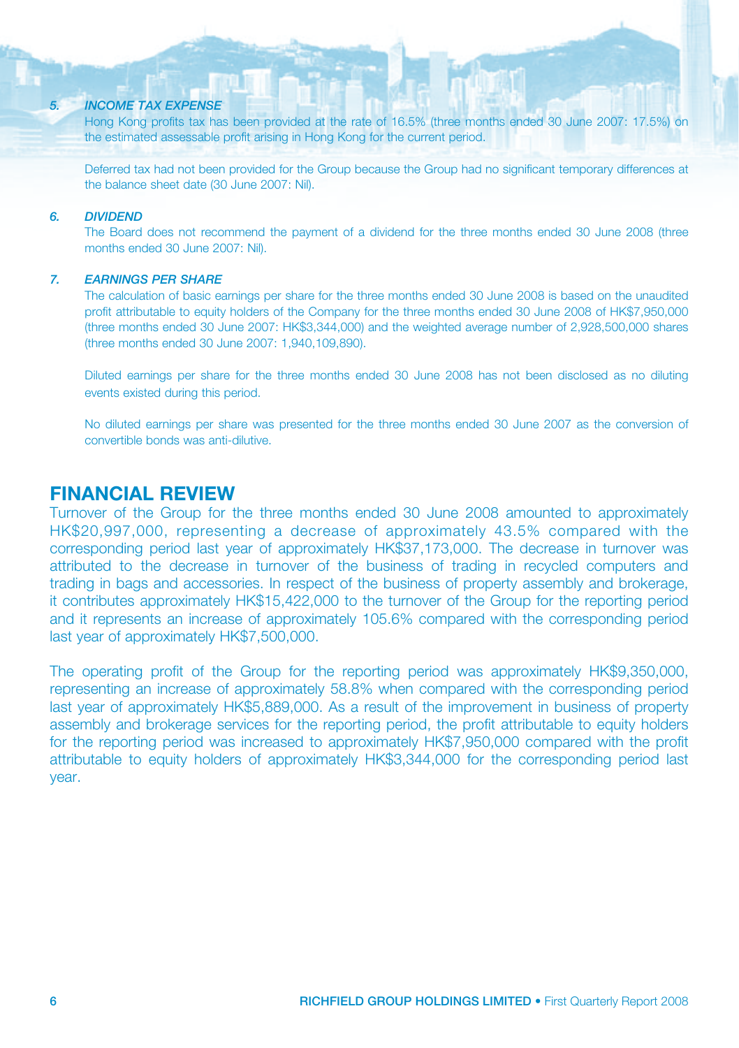### 5. *INCOME TAX EXPENSE*

Hong Kong profits tax has been provided at the rate of 16.5% (three months ended 30 June 2007: 17.5%) on the estimated assessable profit arising in Hong Kong for the current period.

Deferred tax had not been provided for the Group because the Group had no significant temporary differences at the balance sheet date (30 June 2007: Nil).

### 6. *DIVIDEND*

The Board does not recommend the payment of a dividend for the three months ended 30 June 2008 (three months ended 30 June 2007: Nil).

### 7. *EARNINGS PER SHARE*

The calculation of basic earnings per share for the three months ended 30 June 2008 is based on the unaudited profit attributable to equity holders of the Company for the three months ended 30 June 2008 of HK$7,950,000 (three months ended 30 June 2007: HK$3,344,000) and the weighted average number of 2,928,500,000 shares (three months ended 30 June 2007: 1,940,109,890).

Diluted earnings per share for the three months ended 30 June 2008 has not been disclosed as no diluting events existed during this period.

No diluted earnings per share was presented for the three months ended 30 June 2007 as the conversion of convertible bonds was anti-dilutive.

## FINANCIAL REVIEW

Turnover of the Group for the three months ended 30 June 2008 amounted to approximately HK$20,997,000, representing a decrease of approximately 43.5% compared with the corresponding period last year of approximately HK$37,173,000. The decrease in turnover was attributed to the decrease in turnover of the business of trading in recycled computers and trading in bags and accessories. In respect of the business of property assembly and brokerage, it contributes approximately HK$15,422,000 to the turnover of the Group for the reporting period and it represents an increase of approximately 105.6% compared with the corresponding period last year of approximately HK$7,500,000.

The operating profit of the Group for the reporting period was approximately HK$9,350,000, representing an increase of approximately 58.8% when compared with the corresponding period last year of approximately HK$5,889,000. As a result of the improvement in business of property assembly and brokerage services for the reporting period, the profit attributable to equity holders for the reporting period was increased to approximately HK$7,950,000 compared with the profit attributable to equity holders of approximately HK$3,344,000 for the corresponding period last year.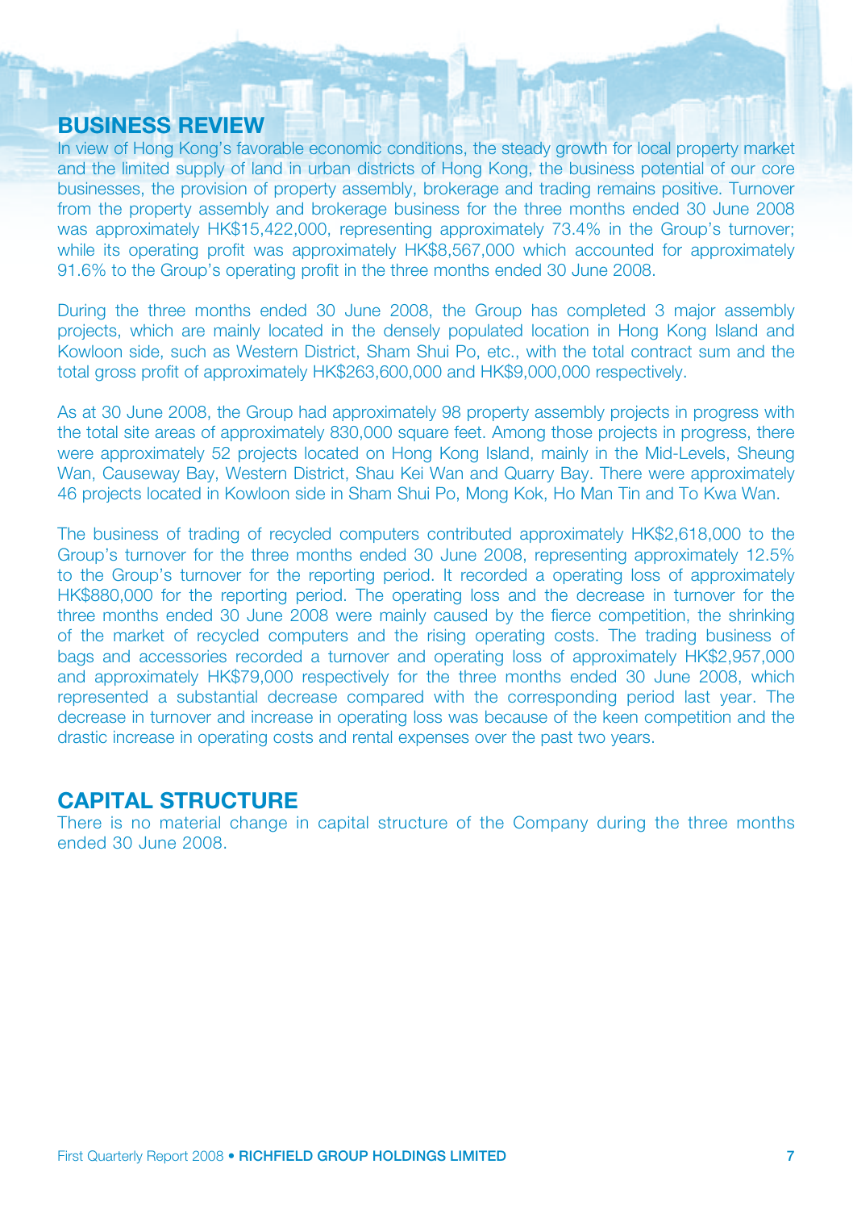## BUSINESS REVIEW

In view of Hong Kong's favorable economic conditions, the steady growth for local property market and the limited supply of land in urban districts of Hong Kong, the business potential of our core businesses, the provision of property assembly, brokerage and trading remains positive. Turnover from the property assembly and brokerage business for the three months ended 30 June 2008 was approximately HK$15,422,000, representing approximately 73.4% in the Group's turnover; while its operating profit was approximately HK$8,567,000 which accounted for approximately 91.6% to the Group's operating profit in the three months ended 30 June 2008.

During the three months ended 30 June 2008, the Group has completed 3 major assembly projects, which are mainly located in the densely populated location in Hong Kong Island and Kowloon side, such as Western District, Sham Shui Po, etc., with the total contract sum and the total gross profit of approximately HK$263,600,000 and HK$9,000,000 respectively.

As at 30 June 2008, the Group had approximately 98 property assembly projects in progress with the total site areas of approximately 830,000 square feet. Among those projects in progress, there were approximately 52 projects located on Hong Kong Island, mainly in the Mid-Levels, Sheung Wan, Causeway Bay, Western District, Shau Kei Wan and Quarry Bay. There were approximately 46 projects located in Kowloon side in Sham Shui Po, Mong Kok, Ho Man Tin and To Kwa Wan.

The business of trading of recycled computers contributed approximately HK$2,618,000 to the Group's turnover for the three months ended 30 June 2008, representing approximately 12.5% to the Group's turnover for the reporting period. It recorded a operating loss of approximately HK$880,000 for the reporting period. The operating loss and the decrease in turnover for the three months ended 30 June 2008 were mainly caused by the fierce competition, the shrinking of the market of recycled computers and the rising operating costs. The trading business of bags and accessories recorded a turnover and operating loss of approximately HK$2,957,000 and approximately HK$79,000 respectively for the three months ended 30 June 2008, which represented a substantial decrease compared with the corresponding period last year. The decrease in turnover and increase in operating loss was because of the keen competition and the drastic increase in operating costs and rental expenses over the past two years.

## CAPITAL STRUCTURE

There is no material change in capital structure of the Company during the three months ended 30 June 2008.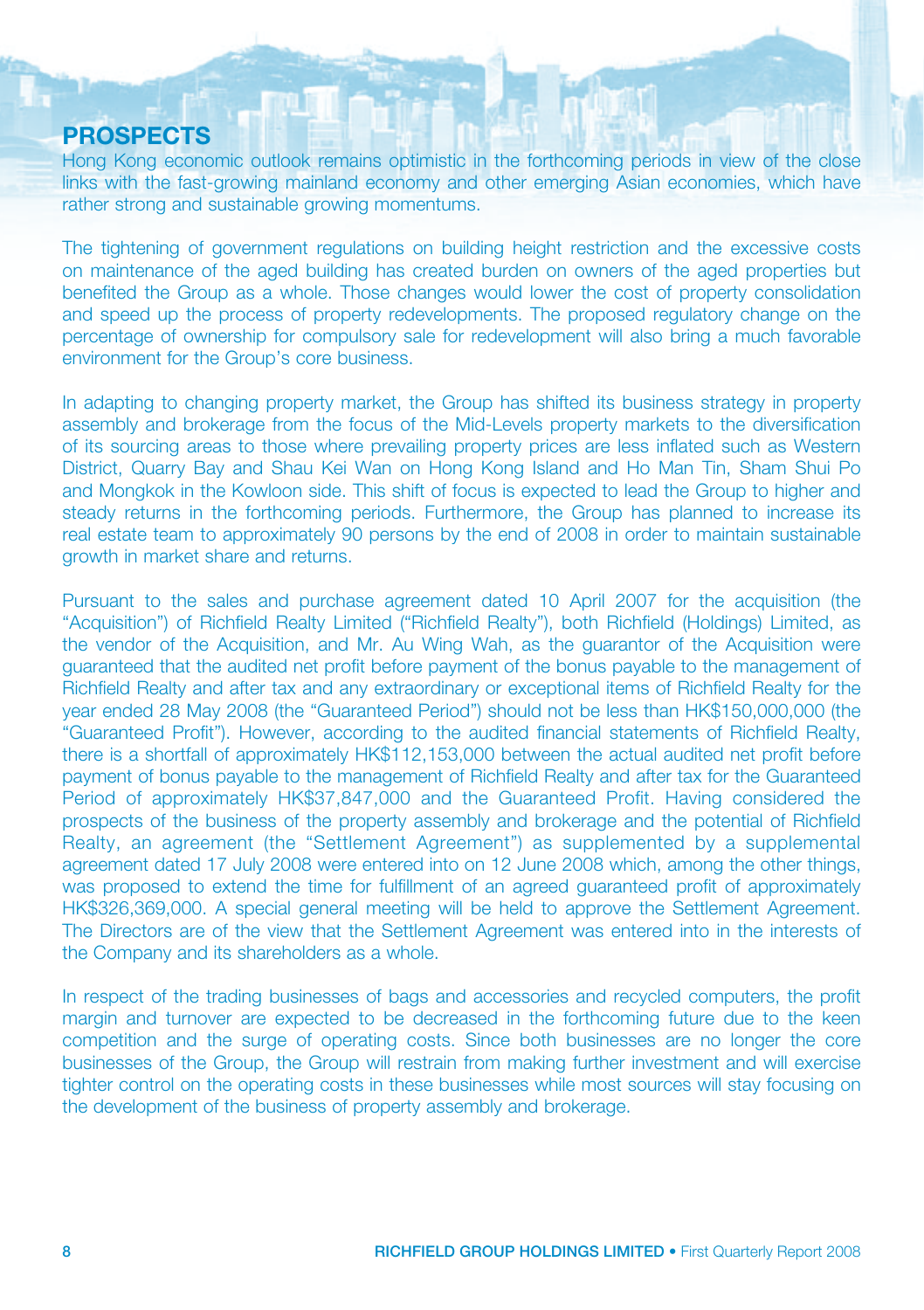## PROSPECTS

Hong Kong economic outlook remains optimistic in the forthcoming periods in view of the close links with the fast-growing mainland economy and other emerging Asian economies, which have rather strong and sustainable growing momentums.

The tightening of government regulations on building height restriction and the excessive costs on maintenance of the aged building has created burden on owners of the aged properties but benefited the Group as a whole. Those changes would lower the cost of property consolidation and speed up the process of property redevelopments. The proposed regulatory change on the percentage of ownership for compulsory sale for redevelopment will also bring a much favorable environment for the Group's core business.

In adapting to changing property market, the Group has shifted its business strategy in property assembly and brokerage from the focus of the Mid-Levels property markets to the diversification of its sourcing areas to those where prevailing property prices are less inflated such as Western District, Quarry Bay and Shau Kei Wan on Hong Kong Island and Ho Man Tin, Sham Shui Po and Mongkok in the Kowloon side. This shift of focus is expected to lead the Group to higher and steady returns in the forthcoming periods. Furthermore, the Group has planned to increase its real estate team to approximately 90 persons by the end of 2008 in order to maintain sustainable growth in market share and returns.

Pursuant to the sales and purchase agreement dated 10 April 2007 for the acquisition (the "Acquisition") of Richfield Realty Limited ("Richfield Realty"), both Richfield (Holdings) Limited, as the vendor of the Acquisition, and Mr. Au Wing Wah, as the guarantor of the Acquisition were guaranteed that the audited net profit before payment of the bonus payable to the management of Richfield Realty and after tax and any extraordinary or exceptional items of Richfield Realty for the year ended 28 May 2008 (the "Guaranteed Period") should not be less than HK$150,000,000 (the "Guaranteed Profit"). However, according to the audited financial statements of Richfield Realty, there is a shortfall of approximately HK$112,153,000 between the actual audited net profit before payment of bonus payable to the management of Richfield Realty and after tax for the Guaranteed Period of approximately HK$37,847,000 and the Guaranteed Profit. Having considered the prospects of the business of the property assembly and brokerage and the potential of Richfield Realty, an agreement (the "Settlement Agreement") as supplemented by a supplemental agreement dated 17 July 2008 were entered into on 12 June 2008 which, among the other things, was proposed to extend the time for fulfillment of an agreed guaranteed profit of approximately HK$326,369,000. A special general meeting will be held to approve the Settlement Agreement. The Directors are of the view that the Settlement Agreement was entered into in the interests of the Company and its shareholders as a whole.

In respect of the trading businesses of bags and accessories and recycled computers, the profit margin and turnover are expected to be decreased in the forthcoming future due to the keen competition and the surge of operating costs. Since both businesses are no longer the core businesses of the Group, the Group will restrain from making further investment and will exercise tighter control on the operating costs in these businesses while most sources will stay focusing on the development of the business of property assembly and brokerage.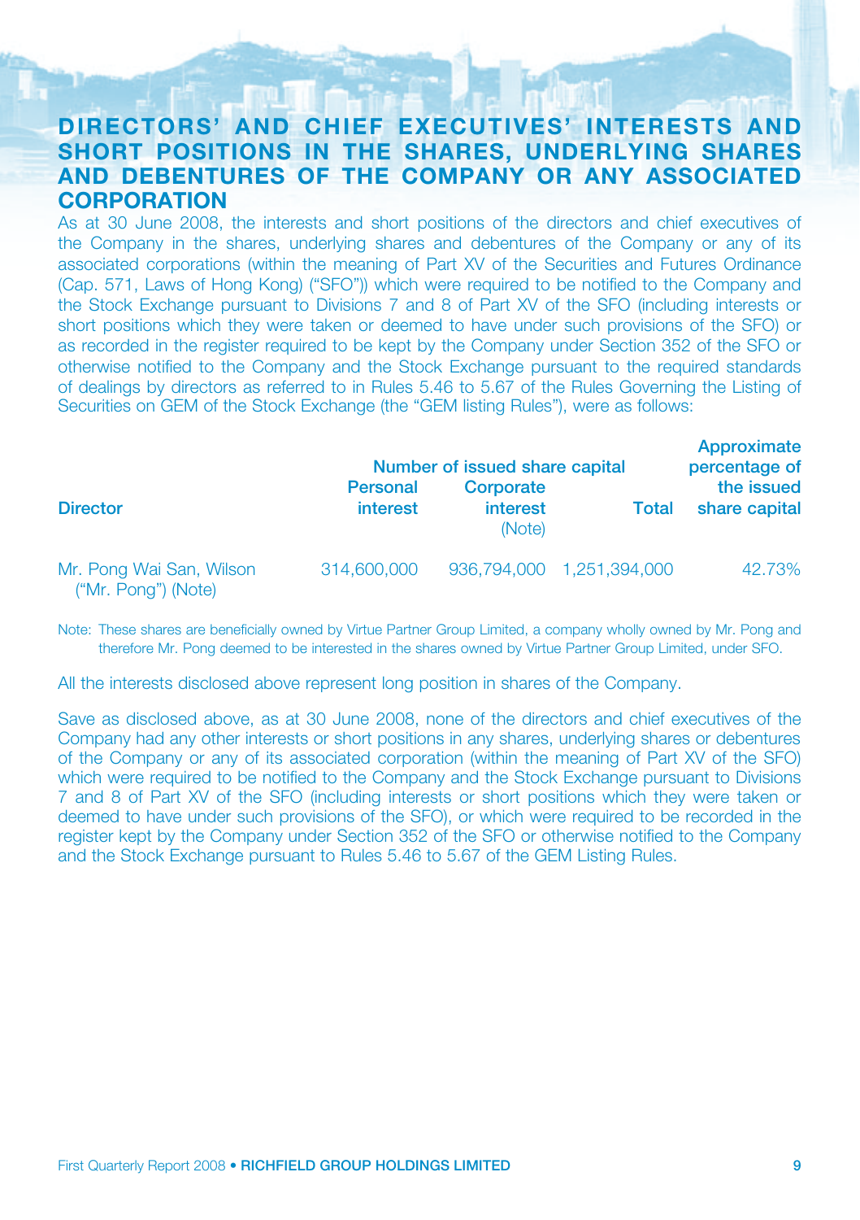## DIRECTORS' AND CHIEF EXECUTIVES' INTERESTS AND SHORT POSITIONS IN THE SHARES, UNDERLYING SHARES AND DEBENTURES OF THE COMPANY OR ANY ASSOCIATED CORPORATION

As at 30 June 2008, the interests and short positions of the directors and chief executives of the Company in the shares, underlying shares and debentures of the Company or any of its associated corporations (within the meaning of Part XV of the Securities and Futures Ordinance (Cap. 571, Laws of Hong Kong) ("SFO")) which were required to be notified to the Company and the Stock Exchange pursuant to Divisions 7 and 8 of Part XV of the SFO (including interests or short positions which they were taken or deemed to have under such provisions of the SFO) or as recorded in the register required to be kept by the Company under Section 352 of the SFO or otherwise notified to the Company and the Stock Exchange pursuant to the required standards of dealings by directors as referred to in Rules 5.46 to 5.67 of the Rules Governing the Listing of Securities on GEM of the Stock Exchange (the "GEM listing Rules"), were as follows:

| Director | Number of issued share capital | | | Approximate percentage of the issued share capital |
|---|---|---|---|---|
| | Personal interest | Corporate interest (Note) | Total | |
| Mr. Pong Wai San, Wilson ("Mr. Pong") (Note) | 314,600,000 | 936,794,000 | 1,251,394,000 | 42.73% |

Note: These shares are beneficially owned by Virtue Partner Group Limited, a company wholly owned by Mr. Pong and therefore Mr. Pong deemed to be interested in the shares owned by Virtue Partner Group Limited, under SFO.

All the interests disclosed above represent long position in shares of the Company.

Save as disclosed above, as at 30 June 2008, none of the directors and chief executives of the Company had any other interests or short positions in any shares, underlying shares or debentures of the Company or any of its associated corporation (within the meaning of Part XV of the SFO) which were required to be notified to the Company and the Stock Exchange pursuant to Divisions 7 and 8 of Part XV of the SFO (including interests or short positions which they were taken or deemed to have under such provisions of the SFO), or which were required to be recorded in the register kept by the Company under Section 352 of the SFO or otherwise notified to the Company and the Stock Exchange pursuant to Rules 5.46 to 5.67 of the GEM Listing Rules.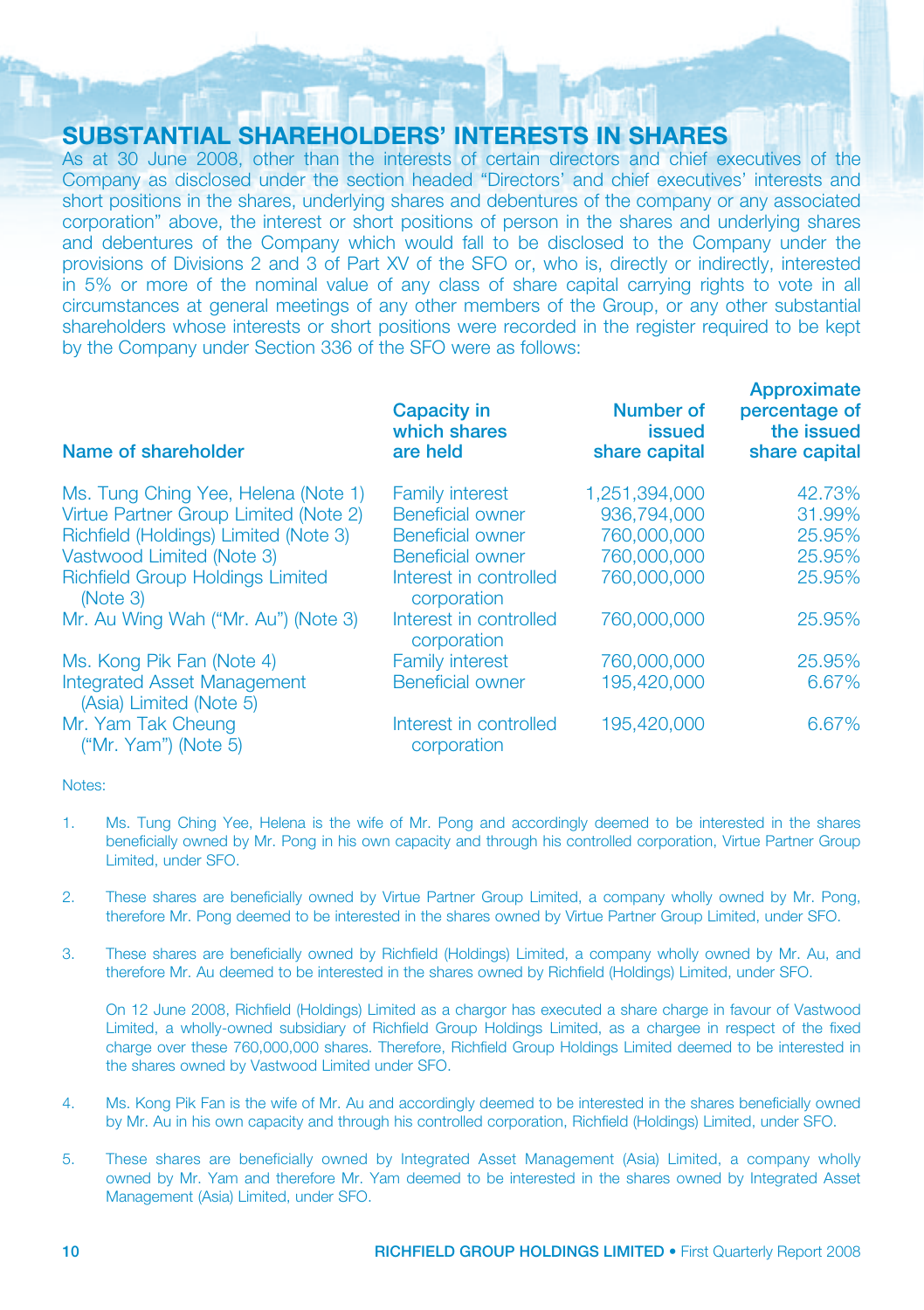## SUBSTANTIAL SHAREHOLDERS' INTERESTS IN SHARES

As at 30 June 2008, other than the interests of certain directors and chief executives of the Company as disclosed under the section headed "Directors' and chief executives' interests and short positions in the shares, underlying shares and debentures of the company or any associated corporation" above, the interest or short positions of person in the shares and underlying shares and debentures of the Company which would fall to be disclosed to the Company under the provisions of Divisions 2 and 3 of Part XV of the SFO or, who is, directly or indirectly, interested in 5% or more of the nominal value of any class of share capital carrying rights to vote in all circumstances at general meetings of any other members of the Group, or any other substantial shareholders whose interests or short positions were recorded in the register required to be kept by the Company under Section 336 of the SFO were as follows:

| Name of shareholder | Capacity in which shares are held | Number of issued share capital | Approximate percentage of the issued share capital |
|---|---|---|---|
| Ms. Tung Ching Yee, Helena (Note 1) | Family interest | 1,251,394,000 | 42.73% |
| Virtue Partner Group Limited (Note 2) | Beneficial owner | 936,794,000 | 31.99% |
| Richfield (Holdings) Limited (Note 3) | Beneficial owner | 760,000,000 | 25.95% |
| Vastwood Limited (Note 3) | Beneficial owner | 760,000,000 | 25.95% |
| Richfield Group Holdings Limited (Note 3) | Interest in controlled corporation | 760,000,000 | 25.95% |
| Mr. Au Wing Wah ("Mr. Au") (Note 3) | Interest in controlled corporation | 760,000,000 | 25.95% |
| Ms. Kong Pik Fan (Note 4) | Family interest | 760,000,000 | 25.95% |
| Integrated Asset Management (Asia) Limited (Note 5) | Beneficial owner | 195,420,000 | 6.67% |
| Mr. Yam Tak Cheung ("Mr. Yam") (Note 5) | Interest in controlled corporation | 195,420,000 | 6.67% |

Notes:

1. Ms. Tung Ching Yee, Helena is the wife of Mr. Pong and accordingly deemed to be interested in the shares beneficially owned by Mr. Pong in his own capacity and through his controlled corporation, Virtue Partner Group Limited, under SFO.

2. These shares are beneficially owned by Virtue Partner Group Limited, a company wholly owned by Mr. Pong, therefore Mr. Pong deemed to be interested in the shares owned by Virtue Partner Group Limited, under SFO.

3. These shares are beneficially owned by Richfield (Holdings) Limited, a company wholly owned by Mr. Au, and therefore Mr. Au deemed to be interested in the shares owned by Richfield (Holdings) Limited, under SFO.

   On 12 June 2008, Richfield (Holdings) Limited as a chargor has executed a share charge in favour of Vastwood Limited, a wholly-owned subsidiary of Richfield Group Holdings Limited, as a chargee in respect of the fixed charge over these 760,000,000 shares. Therefore, Richfield Group Holdings Limited deemed to be interested in the shares owned by Vastwood Limited under SFO.

4. Ms. Kong Pik Fan is the wife of Mr. Au and accordingly deemed to be interested in the shares beneficially owned by Mr. Au in his own capacity and through his controlled corporation, Richfield (Holdings) Limited, under SFO.

5. These shares are beneficially owned by Integrated Asset Management (Asia) Limited, a company wholly owned by Mr. Yam and therefore Mr. Yam deemed to be interested in the shares owned by Integrated Asset Management (Asia) Limited, under SFO.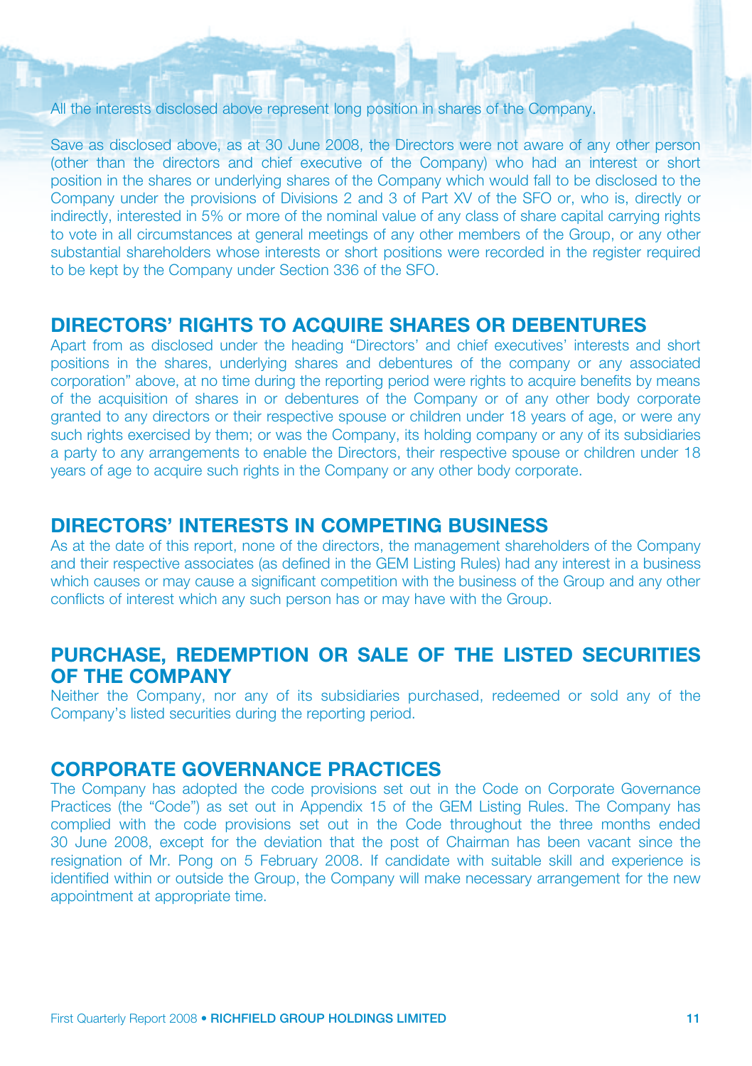All the interests disclosed above represent long position in shares of the Company.

Save as disclosed above, as at 30 June 2008, the Directors were not aware of any other person (other than the directors and chief executive of the Company) who had an interest or short position in the shares or underlying shares of the Company which would fall to be disclosed to the Company under the provisions of Divisions 2 and 3 of Part XV of the SFO or, who is, directly or indirectly, interested in 5% or more of the nominal value of any class of share capital carrying rights to vote in all circumstances at general meetings of any other members of the Group, or any other substantial shareholders whose interests or short positions were recorded in the register required to be kept by the Company under Section 336 of the SFO.

## DIRECTORS' RIGHTS TO ACQUIRE SHARES OR DEBENTURES

Apart from as disclosed under the heading "Directors' and chief executives' interests and short positions in the shares, underlying shares and debentures of the company or any associated corporation" above, at no time during the reporting period were rights to acquire benefits by means of the acquisition of shares in or debentures of the Company or of any other body corporate granted to any directors or their respective spouse or children under 18 years of age, or were any such rights exercised by them; or was the Company, its holding company or any of its subsidiaries a party to any arrangements to enable the Directors, their respective spouse or children under 18 years of age to acquire such rights in the Company or any other body corporate.

## DIRECTORS' INTERESTS IN COMPETING BUSINESS

As at the date of this report, none of the directors, the management shareholders of the Company and their respective associates (as defined in the GEM Listing Rules) had any interest in a business which causes or may cause a significant competition with the business of the Group and any other conflicts of interest which any such person has or may have with the Group.

## PURCHASE, REDEMPTION OR SALE OF THE LISTED SECURITIES OF THE COMPANY

Neither the Company, nor any of its subsidiaries purchased, redeemed or sold any of the Company's listed securities during the reporting period.

## CORPORATE GOVERNANCE PRACTICES

The Company has adopted the code provisions set out in the Code on Corporate Governance Practices (the "Code") as set out in Appendix 15 of the GEM Listing Rules. The Company has complied with the code provisions set out in the Code throughout the three months ended 30 June 2008, except for the deviation that the post of Chairman has been vacant since the resignation of Mr. Pong on 5 February 2008. If candidate with suitable skill and experience is identified within or outside the Group, the Company will make necessary arrangement for the new appointment at appropriate time.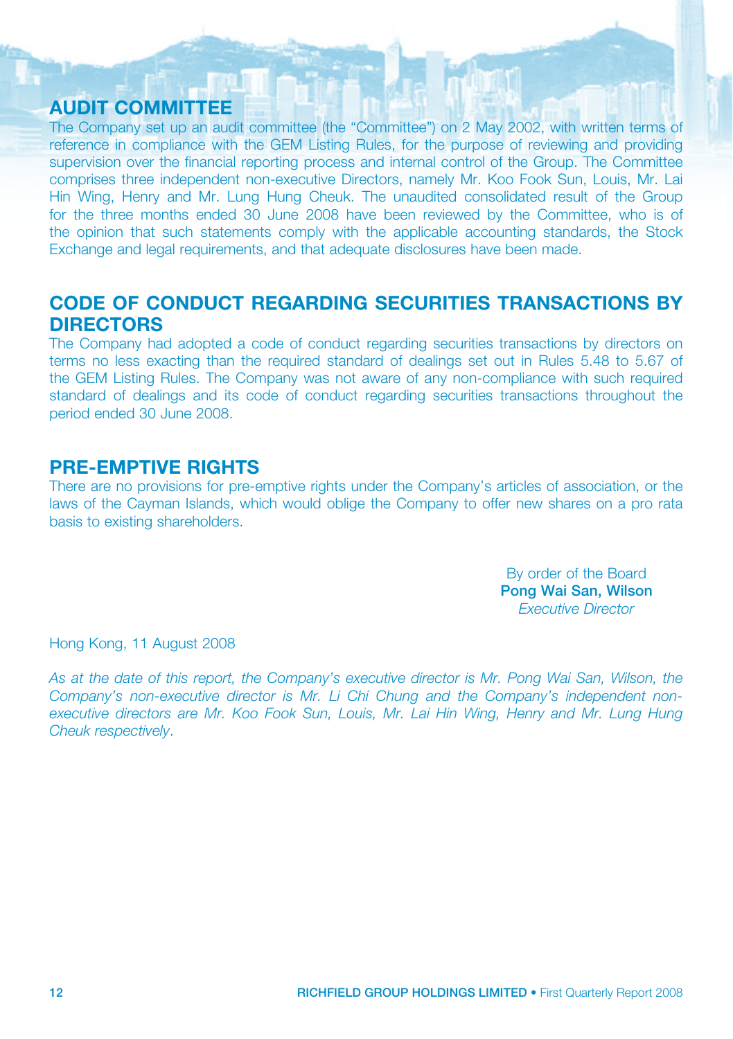## AUDIT COMMITTEE

The Company set up an audit committee (the "Committee") on 2 May 2002, with written terms of reference in compliance with the GEM Listing Rules, for the purpose of reviewing and providing supervision over the financial reporting process and internal control of the Group. The Committee comprises three independent non-executive Directors, namely Mr. Koo Fook Sun, Louis, Mr. Lai Hin Wing, Henry and Mr. Lung Hung Cheuk. The unaudited consolidated result of the Group for the three months ended 30 June 2008 have been reviewed by the Committee, who is of the opinion that such statements comply with the applicable accounting standards, the Stock Exchange and legal requirements, and that adequate disclosures have been made.

## CODE OF CONDUCT REGARDING SECURITIES TRANSACTIONS BY DIRECTORS

The Company had adopted a code of conduct regarding securities transactions by directors on terms no less exacting than the required standard of dealings set out in Rules 5.48 to 5.67 of the GEM Listing Rules. The Company was not aware of any non-compliance with such required standard of dealings and its code of conduct regarding securities transactions throughout the period ended 30 June 2008.

## PRE-EMPTIVE RIGHTS

There are no provisions for pre-emptive rights under the Company's articles of association, or the laws of the Cayman Islands, which would oblige the Company to offer new shares on a pro rata basis to existing shareholders.

By order of the Board
**Pong Wai San, Wilson**
*Executive Director*

Hong Kong, 11 August 2008

*As at the date of this report, the Company's executive director is Mr. Pong Wai San, Wilson, the Company's non-executive director is Mr. Li Chi Chung and the Company's independent non-executive directors are Mr. Koo Fook Sun, Louis, Mr. Lai Hin Wing, Henry and Mr. Lung Hung Cheuk respectively.*